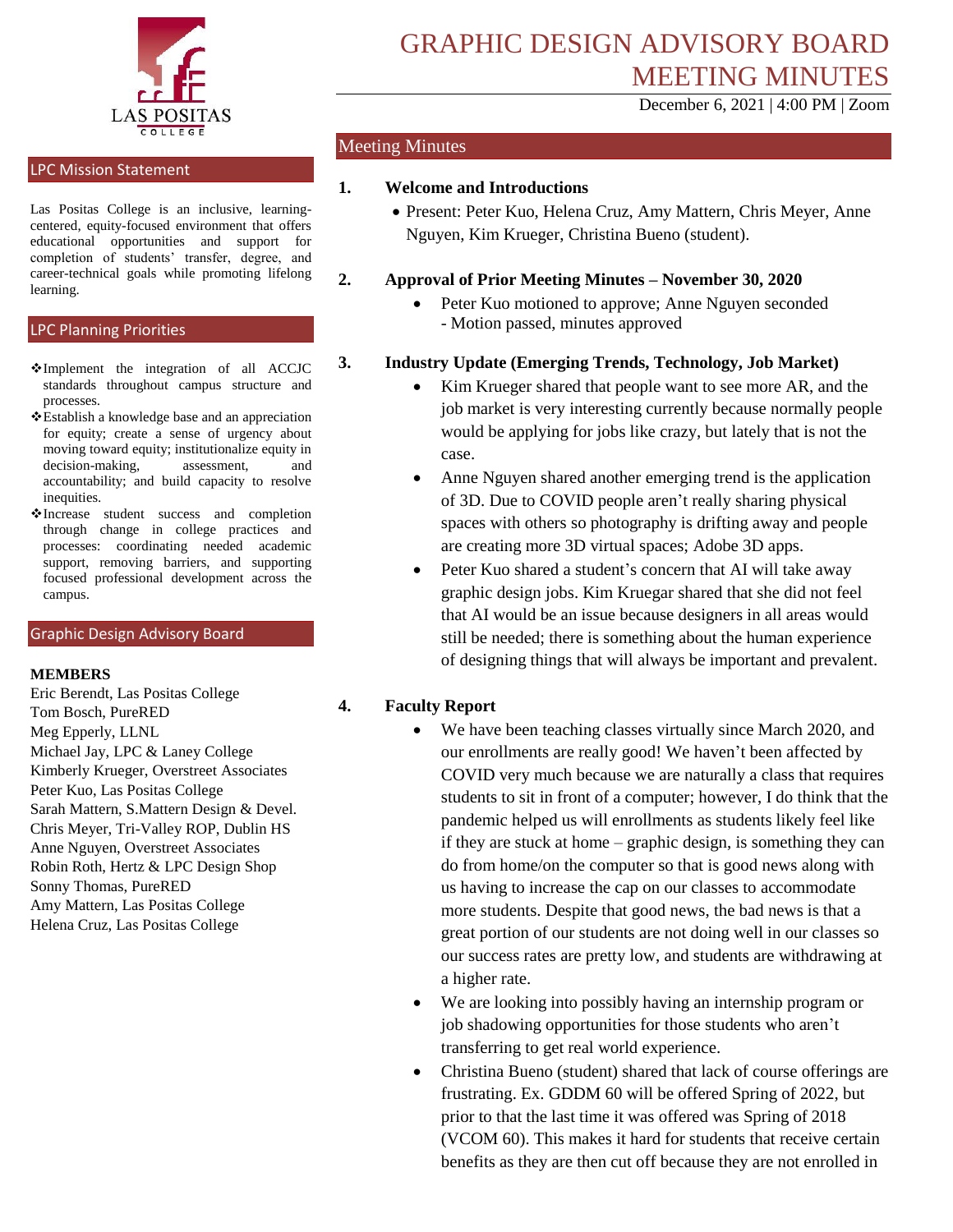LAS POSITAS COLLEGE

# GRAPHIC DESIGN ADVISORY BOARD MEETING MINUTES

December 6, 2021 | 4:00 PM | Zoom

## LPC Mission Statement

Las Positas College is an inclusive, learning-centered, equity-focused environment that offers educational opportunities and support for completion of students' transfer, degree, and career-technical goals while promoting lifelong learning.

## LPC Planning Priorities

- Implement the integration of all ACCJC standards throughout campus structure and processes.
- Establish a knowledge base and an appreciation for equity; create a sense of urgency about moving toward equity; institutionalize equity in decision-making, assessment, and accountability; and build capacity to resolve inequities.
- Increase student success and completion through change in college practices and processes: coordinating needed academic support, removing barriers, and supporting focused professional development across the campus.

## Graphic Design Advisory Board

**MEMBERS**

Eric Berendt, Las Positas College
Tom Bosch, PureRED
Meg Epperly, LLNL
Michael Jay, LPC & Laney College
Kimberly Krueger, Overstreet Associates
Peter Kuo, Las Positas College
Sarah Mattern, S.Mattern Design & Devel.
Chris Meyer, Tri-Valley ROP, Dublin HS
Anne Nguyen, Overstreet Associates
Robin Roth, Hertz & LPC Design Shop
Sonny Thomas, PureRED
Amy Mattern, Las Positas College
Helena Cruz, Las Positas College

## Meeting Minutes

**1. Welcome and Introductions**

- Present: Peter Kuo, Helena Cruz, Amy Mattern, Chris Meyer, Anne Nguyen, Kim Krueger, Christina Bueno (student).

**2. Approval of Prior Meeting Minutes – November 30, 2020**

- Peter Kuo motioned to approve; Anne Nguyen seconded
  - Motion passed, minutes approved

**3. Industry Update (Emerging Trends, Technology, Job Market)**

- Kim Krueger shared that people want to see more AR, and the job market is very interesting currently because normally people would be applying for jobs like crazy, but lately that is not the case.
- Anne Nguyen shared another emerging trend is the application of 3D. Due to COVID people aren't really sharing physical spaces with others so photography is drifting away and people are creating more 3D virtual spaces; Adobe 3D apps.
- Peter Kuo shared a student's concern that AI will take away graphic design jobs. Kim Kruegar shared that she did not feel that AI would be an issue because designers in all areas would still be needed; there is something about the human experience of designing things that will always be important and prevalent.

**4. Faculty Report**

- We have been teaching classes virtually since March 2020, and our enrollments are really good! We haven't been affected by COVID very much because we are naturally a class that requires students to sit in front of a computer; however, I do think that the pandemic helped us will enrollments as students likely feel like if they are stuck at home – graphic design, is something they can do from home/on the computer so that is good news along with us having to increase the cap on our classes to accommodate more students. Despite that good news, the bad news is that a great portion of our students are not doing well in our classes so our success rates are pretty low, and students are withdrawing at a higher rate.
- We are looking into possibly having an internship program or job shadowing opportunities for those students who aren't transferring to get real world experience.
- Christina Bueno (student) shared that lack of course offerings are frustrating. Ex. GDDM 60 will be offered Spring of 2022, but prior to that the last time it was offered was Spring of 2018 (VCOM 60). This makes it hard for students that receive certain benefits as they are then cut off because they are not enrolled in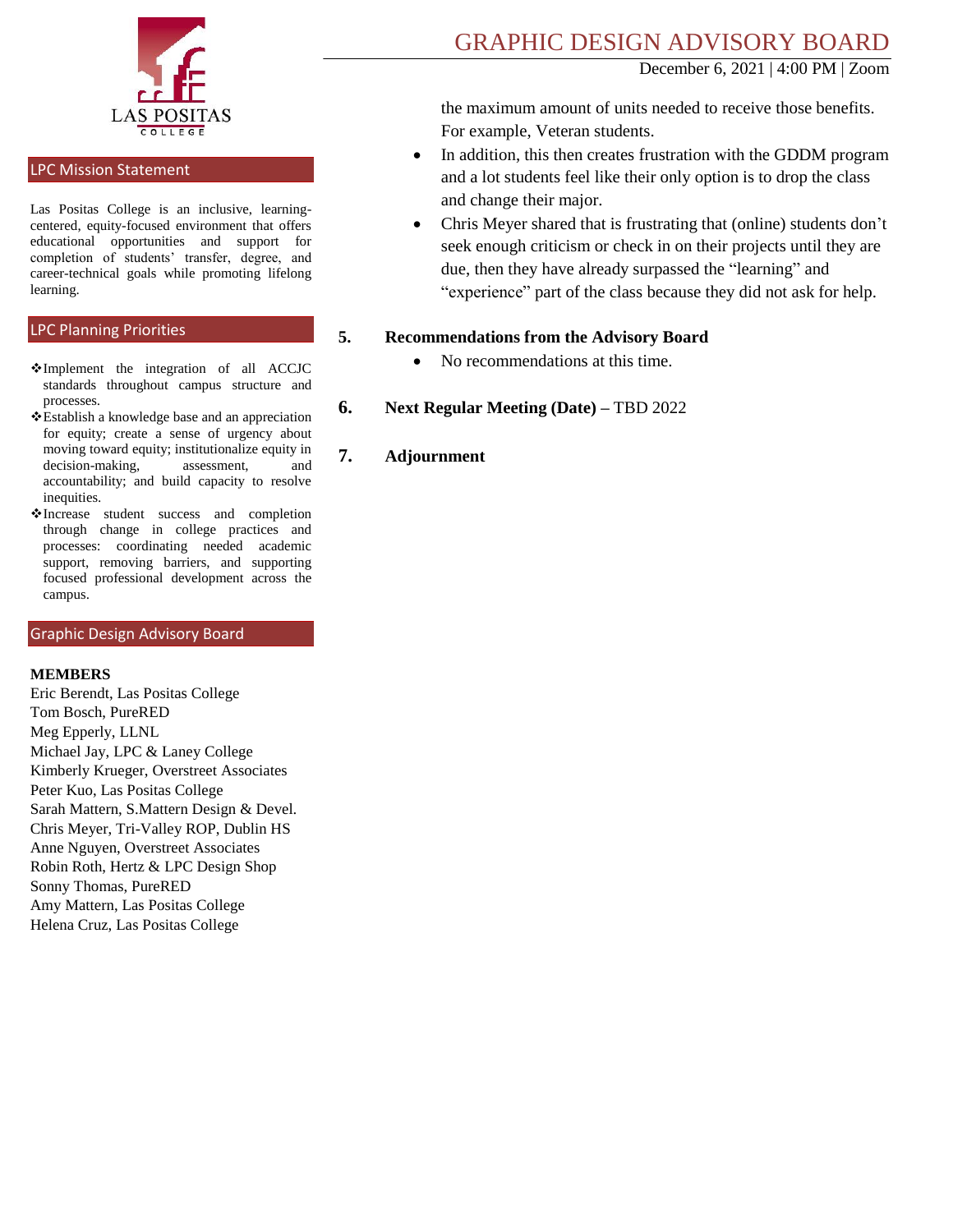# GRAPHIC DESIGN ADVISORY BOARD

December 6, 2021 | 4:00 PM | Zoom

## LPC Mission Statement

Las Positas College is an inclusive, learning-centered, equity-focused environment that offers educational opportunities and support for completion of students' transfer, degree, and career-technical goals while promoting lifelong learning.

## LPC Planning Priorities

- ❖Implement the integration of all ACCJC standards throughout campus structure and processes.
- ❖Establish a knowledge base and an appreciation for equity; create a sense of urgency about moving toward equity; institutionalize equity in decision-making, assessment, and accountability; and build capacity to resolve inequities.
- ❖Increase student success and completion through change in college practices and processes: coordinating needed academic support, removing barriers, and supporting focused professional development across the campus.

## Graphic Design Advisory Board

**MEMBERS**

Eric Berendt, Las Positas College
Tom Bosch, PureRED
Meg Epperly, LLNL
Michael Jay, LPC & Laney College
Kimberly Krueger, Overstreet Associates
Peter Kuo, Las Positas College
Sarah Mattern, S.Mattern Design & Devel.
Chris Meyer, Tri-Valley ROP, Dublin HS
Anne Nguyen, Overstreet Associates
Robin Roth, Hertz & LPC Design Shop
Sonny Thomas, PureRED
Amy Mattern, Las Positas College
Helena Cruz, Las Positas College

the maximum amount of units needed to receive those benefits. For example, Veteran students.

- In addition, this then creates frustration with the GDDM program and a lot students feel like their only option is to drop the class and change their major.
- Chris Meyer shared that is frustrating that (online) students don't seek enough criticism or check in on their projects until they are due, then they have already surpassed the "learning" and "experience" part of the class because they did not ask for help.

**5. Recommendations from the Advisory Board**

- No recommendations at this time.

**6. Next Regular Meeting (Date) –** TBD 2022

**7. Adjournment**